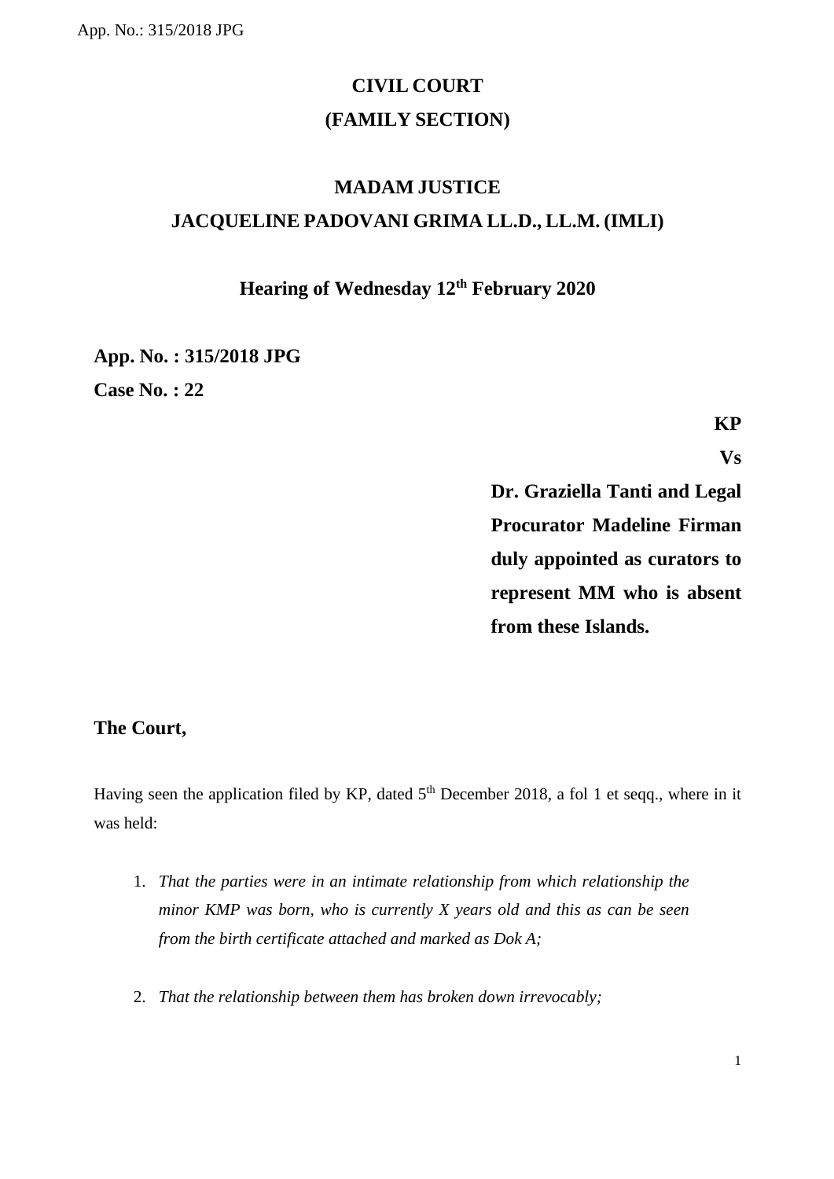# CIVIL COURT
# (FAMILY SECTION)

## MADAM JUSTICE
## JACQUELINE PADOVANI GRIMA LL.D., LL.M. (IMLI)

### Hearing of Wednesday 12th February 2020

**App. No. : 315/2018 JPG**

**Case No. : 22**

**KP**

**Vs**

**Dr. Graziella Tanti and Legal Procurator Madeline Firman duly appointed as curators to represent MM who is absent from these Islands.**

**The Court,**

Having seen the application filed by KP, dated 5th December 2018, a fol 1 et seqq., where in it was held:

1. *That the parties were in an intimate relationship from which relationship the minor KMP was born, who is currently X years old and this as can be seen from the birth certificate attached and marked as Dok A;*

2. *That the relationship between them has broken down irrevocably;*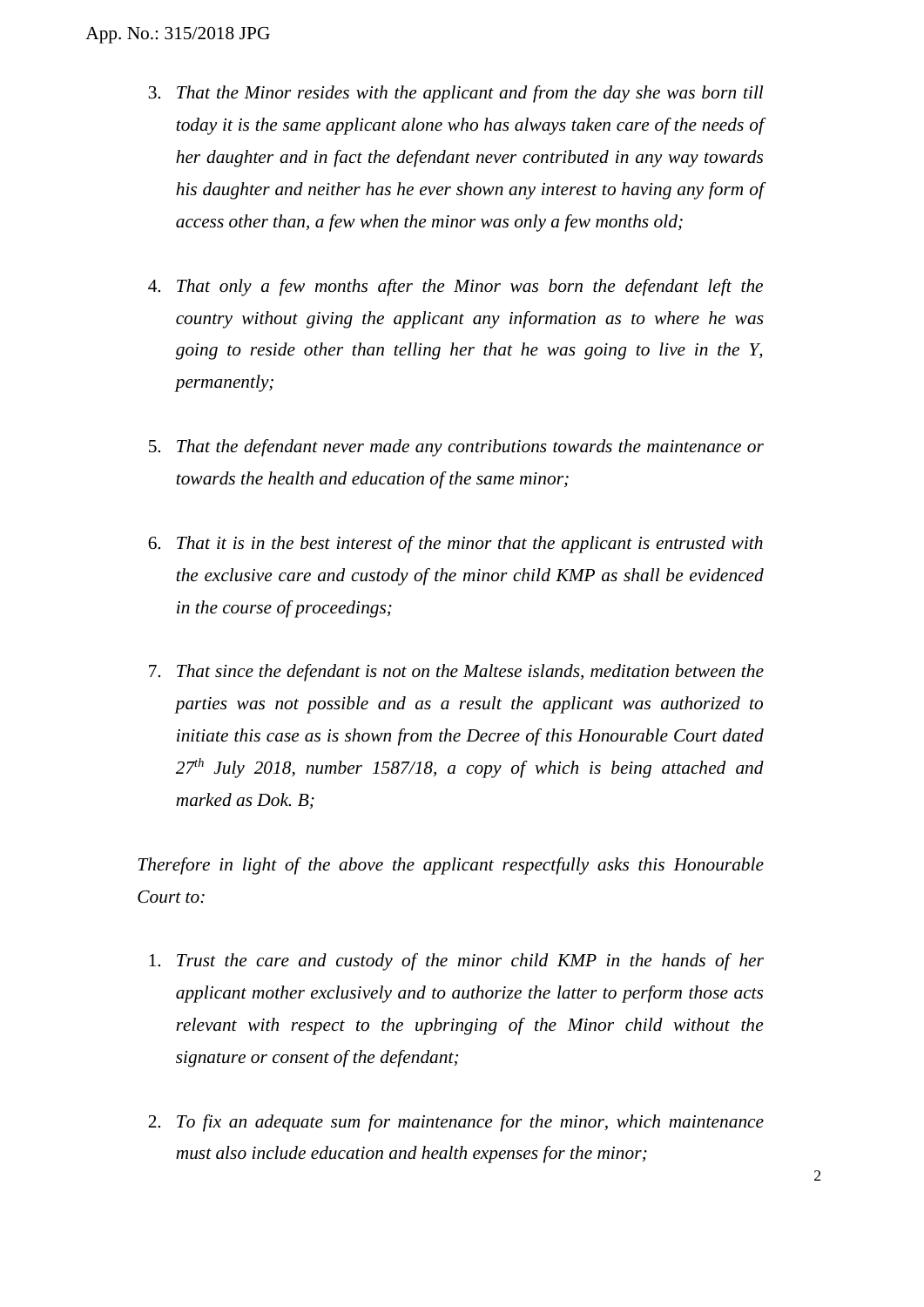3. *That the Minor resides with the applicant and from the day she was born till today it is the same applicant alone who has always taken care of the needs of her daughter and in fact the defendant never contributed in any way towards his daughter and neither has he ever shown any interest to having any form of access other than, a few when the minor was only a few months old;*

4. *That only a few months after the Minor was born the defendant left the country without giving the applicant any information as to where he was going to reside other than telling her that he was going to live in the Y, permanently;*

5. *That the defendant never made any contributions towards the maintenance or towards the health and education of the same minor;*

6. *That it is in the best interest of the minor that the applicant is entrusted with the exclusive care and custody of the minor child KMP as shall be evidenced in the course of proceedings;*

7. *That since the defendant is not on the Maltese islands, meditation between the parties was not possible and as a result the applicant was authorized to initiate this case as is shown from the Decree of this Honourable Court dated 27th July 2018, number 1587/18, a copy of which is being attached and marked as Dok. B;*

*Therefore in light of the above the applicant respectfully asks this Honourable Court to:*

1. *Trust the care and custody of the minor child KMP in the hands of her applicant mother exclusively and to authorize the latter to perform those acts relevant with respect to the upbringing of the Minor child without the signature or consent of the defendant;*

2. *To fix an adequate sum for maintenance for the minor, which maintenance must also include education and health expenses for the minor;*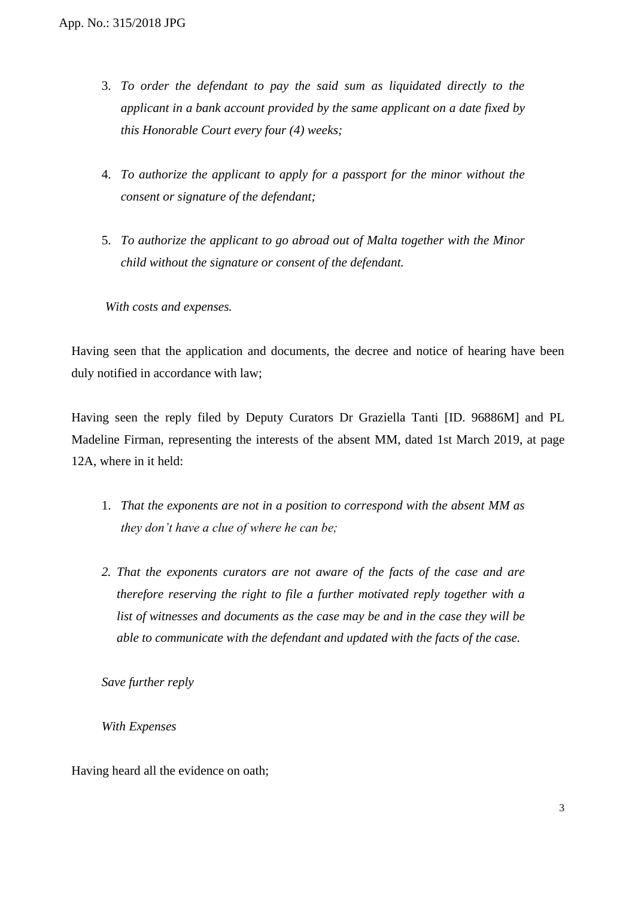3. *To order the defendant to pay the said sum as liquidated directly to the applicant in a bank account provided by the same applicant on a date fixed by this Honorable Court every four (4) weeks;*

4. *To authorize the applicant to apply for a passport for the minor without the consent or signature of the defendant;*

5. *To authorize the applicant to go abroad out of Malta together with the Minor child without the signature or consent of the defendant.*

*With costs and expenses.*

Having seen that the application and documents, the decree and notice of hearing have been duly notified in accordance with law;

Having seen the reply filed by Deputy Curators Dr Graziella Tanti [ID. 96886M] and PL Madeline Firman, representing the interests of the absent MM, dated 1st March 2019, at page 12A, where in it held:

1. *That the exponents are not in a position to correspond with the absent MM as they don't have a clue of where he can be;*

2. *That the exponents curators are not aware of the facts of the case and are therefore reserving the right to file a further motivated reply together with a list of witnesses and documents as the case may be and in the case they will be able to communicate with the defendant and updated with the facts of the case.*

*Save further reply*

*With Expenses*

Having heard all the evidence on oath;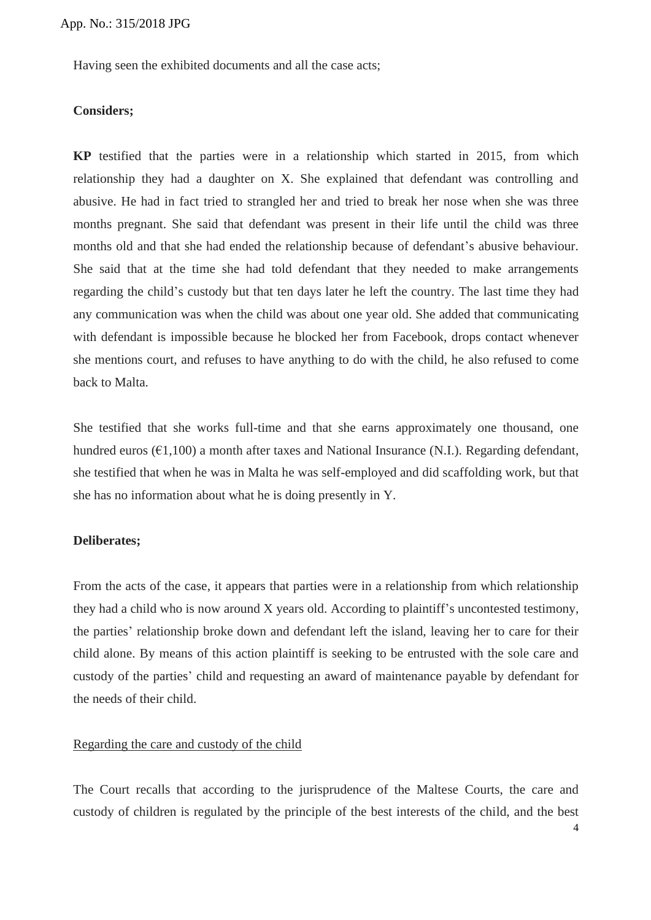Having seen the exhibited documents and all the case acts;

**Considers;**

**KP** testified that the parties were in a relationship which started in 2015, from which relationship they had a daughter on X. She explained that defendant was controlling and abusive. He had in fact tried to strangled her and tried to break her nose when she was three months pregnant. She said that defendant was present in their life until the child was three months old and that she had ended the relationship because of defendant's abusive behaviour. She said that at the time she had told defendant that they needed to make arrangements regarding the child's custody but that ten days later he left the country. The last time they had any communication was when the child was about one year old. She added that communicating with defendant is impossible because he blocked her from Facebook, drops contact whenever she mentions court, and refuses to have anything to do with the child, he also refused to come back to Malta.

She testified that she works full-time and that she earns approximately one thousand, one hundred euros (€1,100) a month after taxes and National Insurance (N.I.). Regarding defendant, she testified that when he was in Malta he was self-employed and did scaffolding work, but that she has no information about what he is doing presently in Y.

**Deliberates;**

From the acts of the case, it appears that parties were in a relationship from which relationship they had a child who is now around X years old. According to plaintiff's uncontested testimony, the parties' relationship broke down and defendant left the island, leaving her to care for their child alone. By means of this action plaintiff is seeking to be entrusted with the sole care and custody of the parties' child and requesting an award of maintenance payable by defendant for the needs of their child.

<u>Regarding the care and custody of the child</u>

The Court recalls that according to the jurisprudence of the Maltese Courts, the care and custody of children is regulated by the principle of the best interests of the child, and the best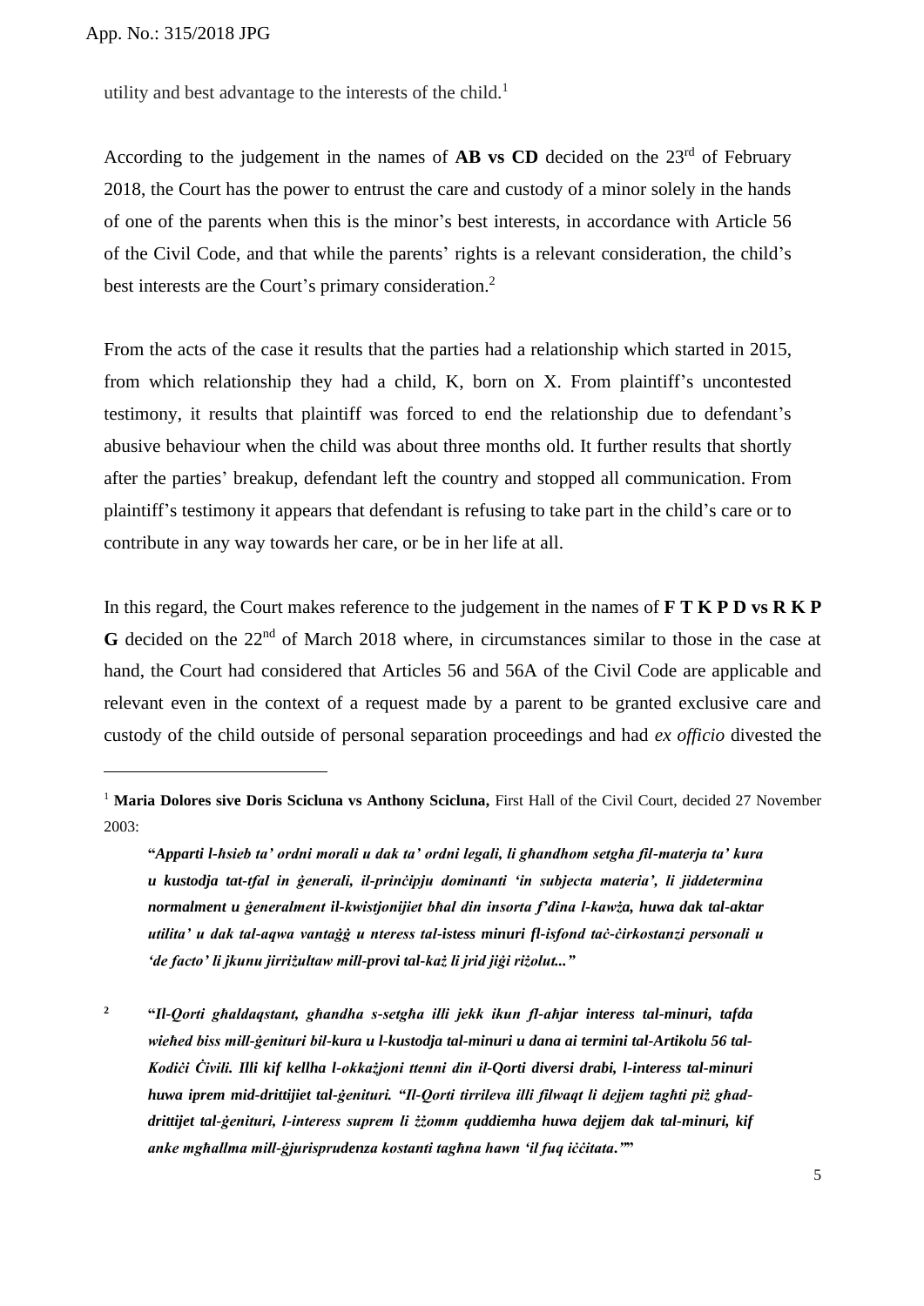utility and best advantage to the interests of the child.[1]

According to the judgement in the names of **AB vs CD** decided on the 23rd of February 2018, the Court has the power to entrust the care and custody of a minor solely in the hands of one of the parents when this is the minor's best interests, in accordance with Article 56 of the Civil Code, and that while the parents' rights is a relevant consideration, the child's best interests are the Court's primary consideration.[2]

From the acts of the case it results that the parties had a relationship which started in 2015, from which relationship they had a child, K, born on X. From plaintiff's uncontested testimony, it results that plaintiff was forced to end the relationship due to defendant's abusive behaviour when the child was about three months old. It further results that shortly after the parties' breakup, defendant left the country and stopped all communication. From plaintiff's testimony it appears that defendant is refusing to take part in the child's care or to contribute in any way towards her care, or be in her life at all.

In this regard, the Court makes reference to the judgement in the names of **F T K P D vs R K P G** decided on the 22nd of March 2018 where, in circumstances similar to those in the case at hand, the Court had considered that Articles 56 and 56A of the Civil Code are applicable and relevant even in the context of a request made by a parent to be granted exclusive care and custody of the child outside of personal separation proceedings and had *ex officio* divested the

---

[1] **Maria Dolores sive Doris Scicluna vs Anthony Scicluna,** First Hall of the Civil Court, decided 27 November 2003:

> **"*Apparti l-ħsieb ta' ordni morali u dak ta' ordni legali, li għandhom setgħa fil-materja ta' kura u kustodja tat-tfal in ġenerali, il-prinċipju dominanti 'in subjecta materia', li jiddetermina normalment u ġeneralment il-kwistjonijiet bħal din insorta f'dina l-kawża, huwa dak tal-aktar utilita' u dak tal-aqwa vantaġġ u nteress tal-istess minuri fl-isfond taċ-ċirkostanzi personali u 'de facto' li jkunu jirriżultaw mill-provi tal-każ li jrid jiġi riżolut..."***

[2] **"*Il-Qorti għaldaqstant, għandha s-setgħa illi jekk ikun fl-aħjar interess tal-minuri, tafda wieħed biss mill-ġenituri bil-kura u l-kustodja tal-minuri u dana ai termini tal-Artikolu 56 tal-Kodiċi Ċivili. Illi kif kellha l-okkażjoni ttenni din il-Qorti diversi drabi, l-interess tal-minuri huwa iprem mid-drittijiet tal-ġenituri. "Il-Qorti tirrileva illi filwaqt li dejjem tagħti piż għad-drittijet tal-ġenituri, l-interess suprem li żżomm quddiemha huwa dejjem dak tal-minuri, kif anke mgħallma mill-ġjurisprudenza kostanti tagħna hawn 'il fuq iċċitata.'"***"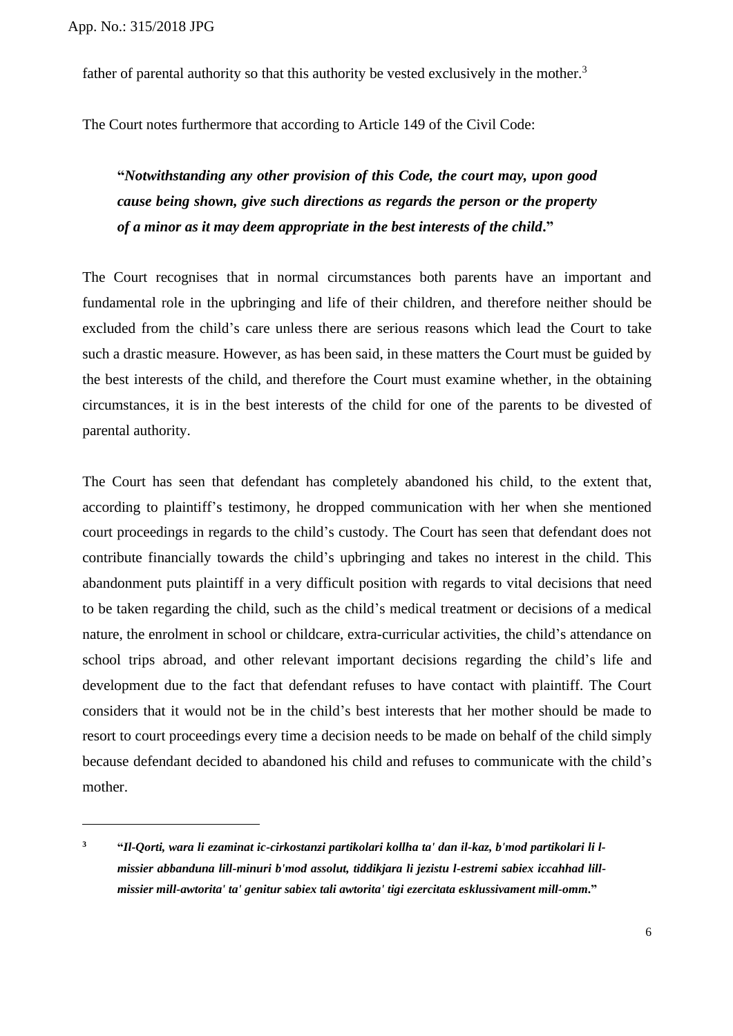father of parental authority so that this authority be vested exclusively in the mother.[3]

The Court notes furthermore that according to Article 149 of the Civil Code:

> **"*Notwithstanding any other provision of this Code, the court may, upon good cause being shown, give such directions as regards the person or the property of a minor as it may deem appropriate in the best interests of the child*."**

The Court recognises that in normal circumstances both parents have an important and fundamental role in the upbringing and life of their children, and therefore neither should be excluded from the child's care unless there are serious reasons which lead the Court to take such a drastic measure. However, as has been said, in these matters the Court must be guided by the best interests of the child, and therefore the Court must examine whether, in the obtaining circumstances, it is in the best interests of the child for one of the parents to be divested of parental authority.

The Court has seen that defendant has completely abandoned his child, to the extent that, according to plaintiff's testimony, he dropped communication with her when she mentioned court proceedings in regards to the child's custody. The Court has seen that defendant does not contribute financially towards the child's upbringing and takes no interest in the child. This abandonment puts plaintiff in a very difficult position with regards to vital decisions that need to be taken regarding the child, such as the child's medical treatment or decisions of a medical nature, the enrolment in school or childcare, extra-curricular activities, the child's attendance on school trips abroad, and other relevant important decisions regarding the child's life and development due to the fact that defendant refuses to have contact with plaintiff. The Court considers that it would not be in the child's best interests that her mother should be made to resort to court proceedings every time a decision needs to be made on behalf of the child simply because defendant decided to abandoned his child and refuses to communicate with the child's mother.

---

[3] **"*Il-Qorti, wara li ezaminat ic-cirkostanzi partikolari kollha ta' dan il-kaz, b'mod partikolari li l-missier abbanduna lill-minuri b'mod assolut, tiddikjara li jezistu l-estremi sabiex iccahhad lill-missier mill-awtorita' ta' genitur sabiex tali awtorita' tigi ezercitata esklussivament mill-omm.*"**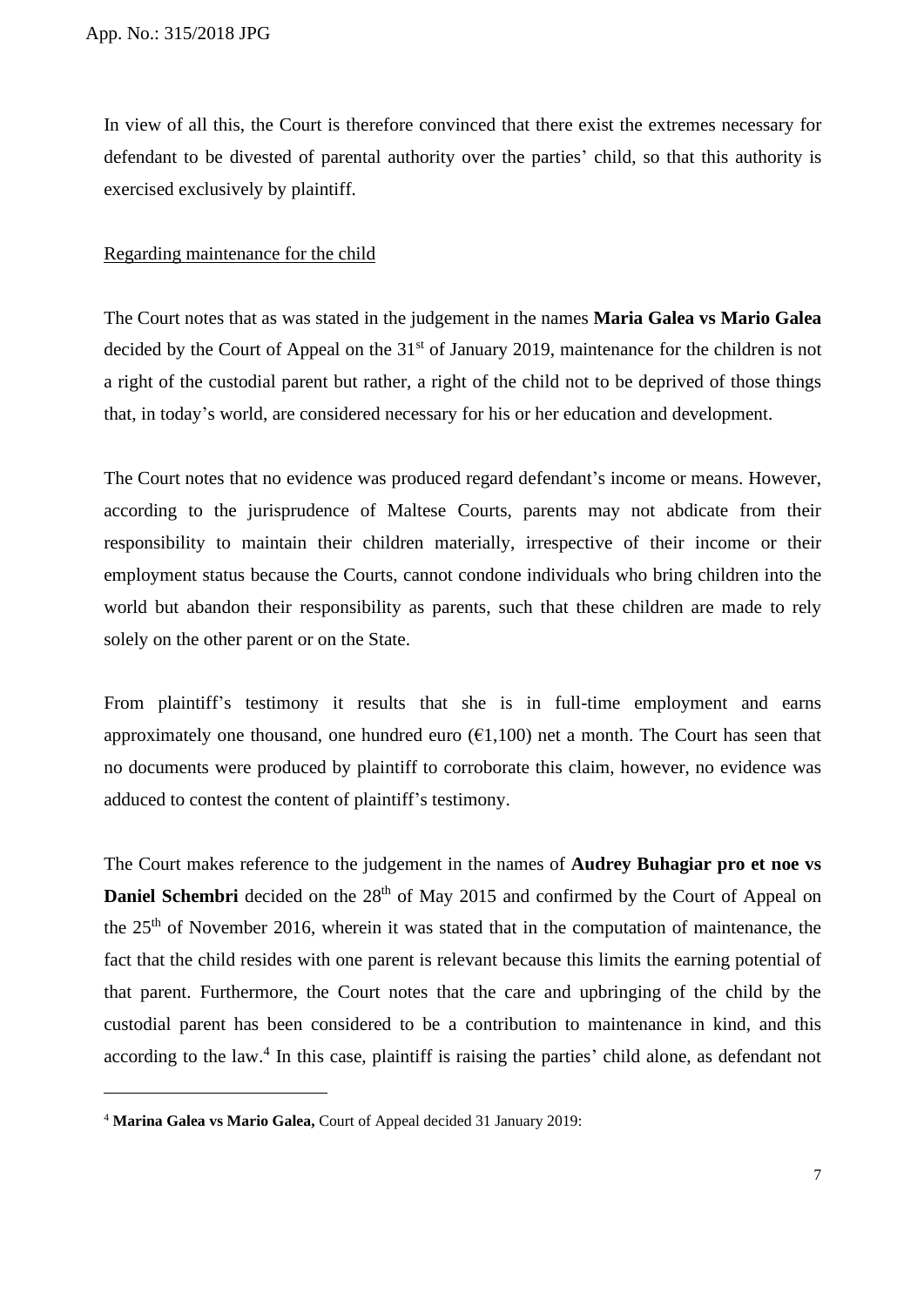In view of all this, the Court is therefore convinced that there exist the extremes necessary for defendant to be divested of parental authority over the parties' child, so that this authority is exercised exclusively by plaintiff.

Regarding maintenance for the child

The Court notes that as was stated in the judgement in the names **Maria Galea vs Mario Galea** decided by the Court of Appeal on the 31st of January 2019, maintenance for the children is not a right of the custodial parent but rather, a right of the child not to be deprived of those things that, in today's world, are considered necessary for his or her education and development.

The Court notes that no evidence was produced regard defendant's income or means. However, according to the jurisprudence of Maltese Courts, parents may not abdicate from their responsibility to maintain their children materially, irrespective of their income or their employment status because the Courts, cannot condone individuals who bring children into the world but abandon their responsibility as parents, such that these children are made to rely solely on the other parent or on the State.

From plaintiff's testimony it results that she is in full-time employment and earns approximately one thousand, one hundred euro (€1,100) net a month. The Court has seen that no documents were produced by plaintiff to corroborate this claim, however, no evidence was adduced to contest the content of plaintiff's testimony.

The Court makes reference to the judgement in the names of **Audrey Buhagiar pro et noe vs Daniel Schembri** decided on the 28th of May 2015 and confirmed by the Court of Appeal on the 25th of November 2016, wherein it was stated that in the computation of maintenance, the fact that the child resides with one parent is relevant because this limits the earning potential of that parent. Furthermore, the Court notes that the care and upbringing of the child by the custodial parent has been considered to be a contribution to maintenance in kind, and this according to the law.[4] In this case, plaintiff is raising the parties' child alone, as defendant not

[4] **Marina Galea vs Mario Galea,** Court of Appeal decided 31 January 2019: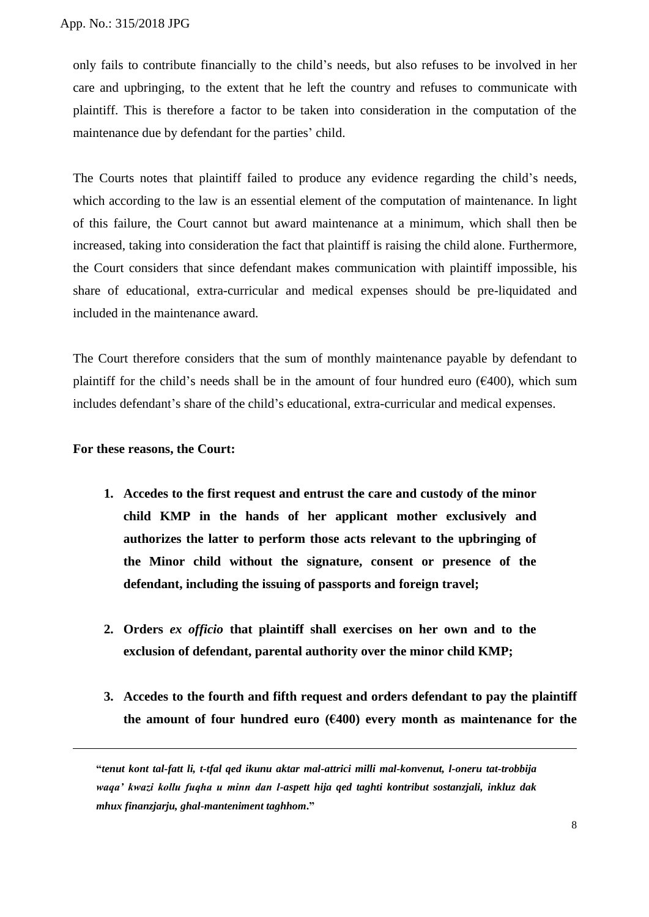only fails to contribute financially to the child's needs, but also refuses to be involved in her care and upbringing, to the extent that he left the country and refuses to communicate with plaintiff. This is therefore a factor to be taken into consideration in the computation of the maintenance due by defendant for the parties' child.

The Courts notes that plaintiff failed to produce any evidence regarding the child's needs, which according to the law is an essential element of the computation of maintenance. In light of this failure, the Court cannot but award maintenance at a minimum, which shall then be increased, taking into consideration the fact that plaintiff is raising the child alone. Furthermore, the Court considers that since defendant makes communication with plaintiff impossible, his share of educational, extra-curricular and medical expenses should be pre-liquidated and included in the maintenance award.

The Court therefore considers that the sum of monthly maintenance payable by defendant to plaintiff for the child's needs shall be in the amount of four hundred euro (€400), which sum includes defendant's share of the child's educational, extra-curricular and medical expenses.

**For these reasons, the Court:**

1. **Accedes to the first request and entrust the care and custody of the minor child KMP in the hands of her applicant mother exclusively and authorizes the latter to perform those acts relevant to the upbringing of the Minor child without the signature, consent or presence of the defendant, including the issuing of passports and foreign travel;**

2. **Orders *ex officio* that plaintiff shall exercises on her own and to the exclusion of defendant, parental authority over the minor child KMP;**

3. **Accedes to the fourth and fifth request and orders defendant to pay the plaintiff the amount of four hundred euro (€400) every month as maintenance for the**

---

"***tenut kont tal-fatt li, t-tfal qed ikunu aktar mal-attrici milli mal-konvenut, l-oneru tat-trobbija waqa' kwazi kollu fuqha u minn dan l-aspett hija qed taghti kontribut sostanzjali, inkluz dak mhux finanzjarju, ghal-manteniment taghhom.***"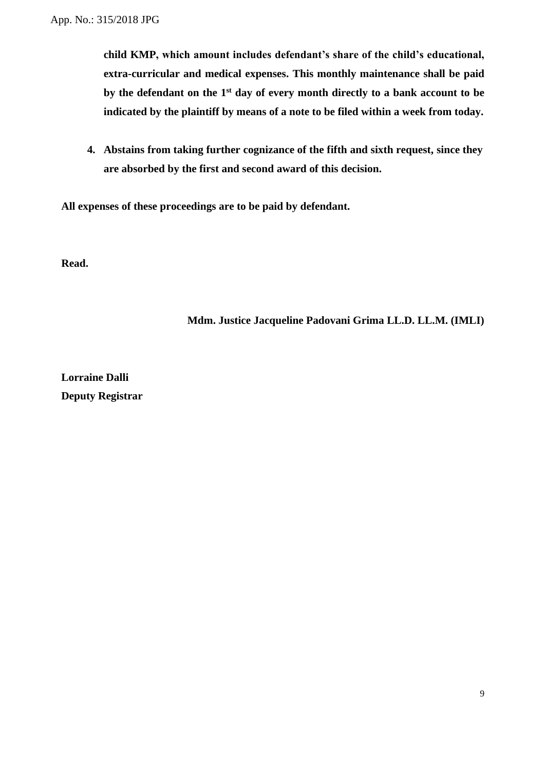**child KMP, which amount includes defendant's share of the child's educational, extra-curricular and medical expenses. This monthly maintenance shall be paid by the defendant on the 1st day of every month directly to a bank account to be indicated by the plaintiff by means of a note to be filed within a week from today.**

4. **Abstains from taking further cognizance of the fifth and sixth request, since they are absorbed by the first and second award of this decision.**

**All expenses of these proceedings are to be paid by defendant.**

**Read.**

**Mdm. Justice Jacqueline Padovani Grima LL.D. LL.M. (IMLI)**

**Lorraine Dalli**
**Deputy Registrar**